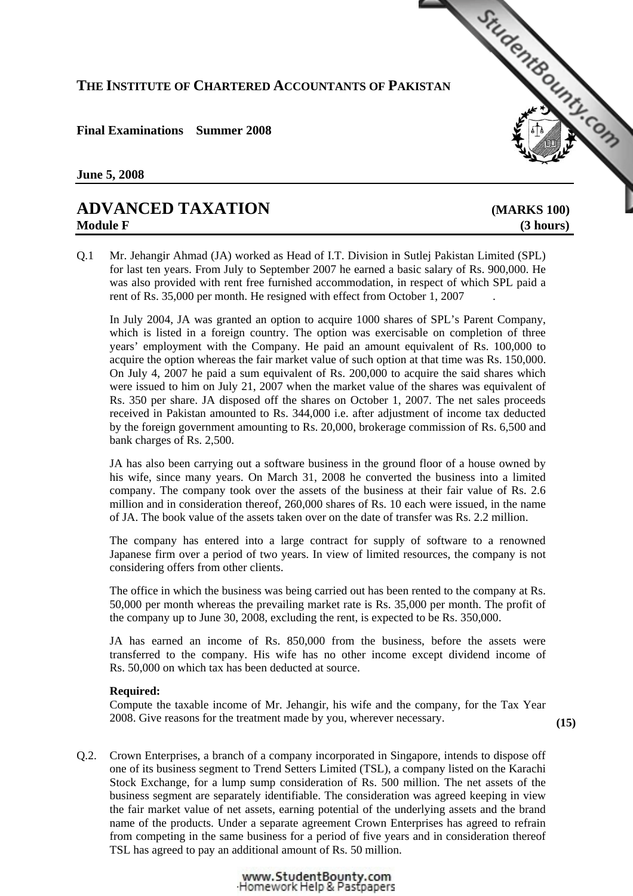**THE INSTITUTE OF CHARTERED ACCOUNTANTS OF PAKISTAN**

**Final Examinations Summer 2008**

**June 5, 2008**

# ADVANCED TAXATION (MARKS 100)

**Module F (3 hours)**

Q.1 Mr. Jehangir Ahmad (JA) worked as Head of I.T. Division in Sutlej Pakistan Limited (SPL) for last ten years. From July to September 2007 he earned a basic salary of Rs. 900,000. He was also provided with rent free furnished accommodation, in respect of which SPL paid a rent of Rs. 35,000 per month. He resigned with effect from October 1, 2007 .

In July 2004, JA was granted an option to acquire 1000 shares of SPL's Parent Company, which is listed in a foreign country. The option was exercisable on completion of three years' employment with the Company. He paid an amount equivalent of Rs. 100,000 to acquire the option whereas the fair market value of such option at that time was Rs. 150,000. On July 4, 2007 he paid a sum equivalent of Rs. 200,000 to acquire the said shares which were issued to him on July 21, 2007 when the market value of the shares was equivalent of Rs. 350 per share. JA disposed off the shares on October 1, 2007. The net sales proceeds received in Pakistan amounted to Rs. 344,000 i.e. after adjustment of income tax deducted by the foreign government amounting to Rs. 20,000, brokerage commission of Rs. 6,500 and bank charges of Rs. 2,500.

JA has also been carrying out a software business in the ground floor of a house owned by his wife, since many years. On March 31, 2008 he converted the business into a limited company. The company took over the assets of the business at their fair value of Rs. 2.6 million and in consideration thereof, 260,000 shares of Rs. 10 each were issued, in the name of JA. The book value of the assets taken over on the date of transfer was Rs. 2.2 million.

The company has entered into a large contract for supply of software to a renowned Japanese firm over a period of two years. In view of limited resources, the company is not considering offers from other clients.

The office in which the business was being carried out has been rented to the company at Rs. 50,000 per month whereas the prevailing market rate is Rs. 35,000 per month. The profit of the company up to June 30, 2008, excluding the rent, is expected to be Rs. 350,000.

JA has earned an income of Rs. 850,000 from the business, before the assets were transferred to the company. His wife has no other income except dividend income of Rs. 50,000 on which tax has been deducted at source.

**Required:**

Compute the taxable income of Mr. Jehangir, his wife and the company, for the Tax Year 2008. Give reasons for the treatment made by you, wherever necessary. **(15)**

Q.2. Crown Enterprises, a branch of a company incorporated in Singapore, intends to dispose off one of its business segment to Trend Setters Limited (TSL), a company listed on the Karachi Stock Exchange, for a lump sump consideration of Rs. 500 million. The net assets of the business segment are separately identifiable. The consideration was agreed keeping in view the fair market value of net assets, earning potential of the underlying assets and the brand name of the products. Under a separate agreement Crown Enterprises has agreed to refrain from competing in the same business for a period of five years and in consideration thereof TSL has agreed to pay an additional amount of Rs. 50 million.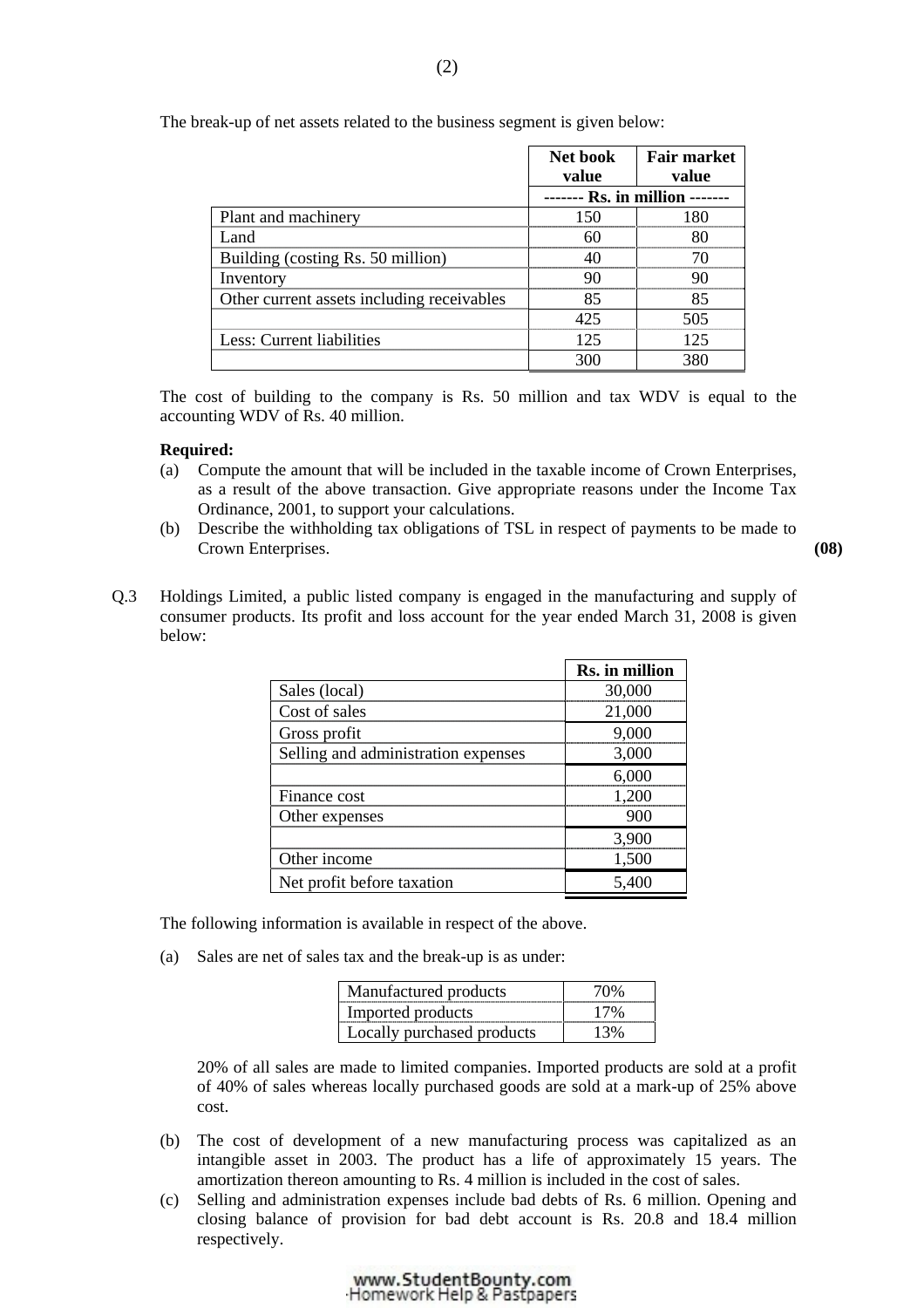The break-up of net assets related to the business segment is given below:

| | Net book value | Fair market value |
|---|---|---|
| | ------- Rs. in million ------- | |
| Plant and machinery | 150 | 180 |
| Land | 60 | 80 |
| Building (costing Rs. 50 million) | 40 | 70 |
| Inventory | 90 | 90 |
| Other current assets including receivables | 85 | 85 |
| | 425 | 505 |
| Less: Current liabilities | 125 | 125 |
| | 300 | 380 |

The cost of building to the company is Rs. 50 million and tax WDV is equal to the accounting WDV of Rs. 40 million.

**Required:**

(a) Compute the amount that will be included in the taxable income of Crown Enterprises, as a result of the above transaction. Give appropriate reasons under the Income Tax Ordinance, 2001, to support your calculations.

(b) Describe the withholding tax obligations of TSL in respect of payments to be made to Crown Enterprises. **(08)**

Q.3 Holdings Limited, a public listed company is engaged in the manufacturing and supply of consumer products. Its profit and loss account for the year ended March 31, 2008 is given below:

| | Rs. in million |
|---|---|
| Sales (local) | 30,000 |
| Cost of sales | 21,000 |
| Gross profit | 9,000 |
| Selling and administration expenses | 3,000 |
| | 6,000 |
| Finance cost | 1,200 |
| Other expenses | 900 |
| | 3,900 |
| Other income | 1,500 |
| Net profit before taxation | 5,400 |

The following information is available in respect of the above.

(a) Sales are net of sales tax and the break-up is as under:

| | |
|---|---|
| Manufactured products | 70% |
| Imported products | 17% |
| Locally purchased products | 13% |

20% of all sales are made to limited companies. Imported products are sold at a profit of 40% of sales whereas locally purchased goods are sold at a mark-up of 25% above cost.

(b) The cost of development of a new manufacturing process was capitalized as an intangible asset in 2003. The product has a life of approximately 15 years. The amortization thereon amounting to Rs. 4 million is included in the cost of sales.

(c) Selling and administration expenses include bad debts of Rs. 6 million. Opening and closing balance of provision for bad debt account is Rs. 20.8 and 18.4 million respectively.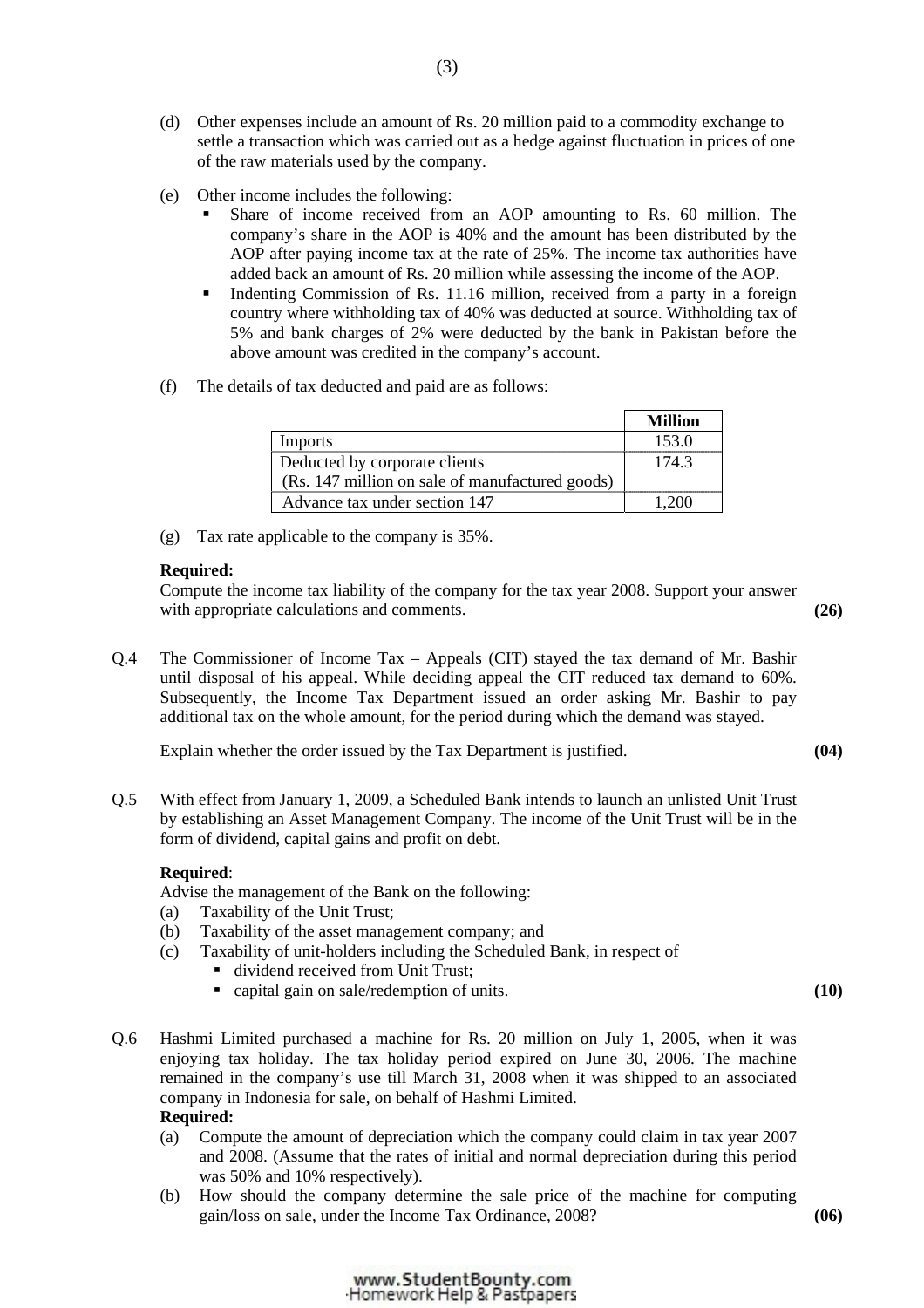(d) Other expenses include an amount of Rs. 20 million paid to a commodity exchange to settle a transaction which was carried out as a hedge against fluctuation in prices of one of the raw materials used by the company.

(e) Other income includes the following:
- Share of income received from an AOP amounting to Rs. 60 million. The company's share in the AOP is 40% and the amount has been distributed by the AOP after paying income tax at the rate of 25%. The income tax authorities have added back an amount of Rs. 20 million while assessing the income of the AOP.
- Indenting Commission of Rs. 11.16 million, received from a party in a foreign country where withholding tax of 40% was deducted at source. Withholding tax of 5% and bank charges of 2% were deducted by the bank in Pakistan before the above amount was credited in the company's account.

(f) The details of tax deducted and paid are as follows:

| | Million |
|---|---|
| Imports | 153.0 |
| Deducted by corporate clients (Rs. 147 million on sale of manufactured goods) | 174.3 |
| Advance tax under section 147 | 1,200 |

(g) Tax rate applicable to the company is 35%.

**Required:**
Compute the income tax liability of the company for the tax year 2008. Support your answer with appropriate calculations and comments. **(26)**

Q.4 The Commissioner of Income Tax – Appeals (CIT) stayed the tax demand of Mr. Bashir until disposal of his appeal. While deciding appeal the CIT reduced tax demand to 60%. Subsequently, the Income Tax Department issued an order asking Mr. Bashir to pay additional tax on the whole amount, for the period during which the demand was stayed.

Explain whether the order issued by the Tax Department is justified. **(04)**

Q.5 With effect from January 1, 2009, a Scheduled Bank intends to launch an unlisted Unit Trust by establishing an Asset Management Company. The income of the Unit Trust will be in the form of dividend, capital gains and profit on debt.

**Required**:
Advise the management of the Bank on the following:
(a) Taxability of the Unit Trust;
(b) Taxability of the asset management company; and
(c) Taxability of unit-holders including the Scheduled Bank, in respect of
- dividend received from Unit Trust;
- capital gain on sale/redemption of units. **(10)**

Q.6 Hashmi Limited purchased a machine for Rs. 20 million on July 1, 2005, when it was enjoying tax holiday. The tax holiday period expired on June 30, 2006. The machine remained in the company's use till March 31, 2008 when it was shipped to an associated company in Indonesia for sale, on behalf of Hashmi Limited.

**Required:**
(a) Compute the amount of depreciation which the company could claim in tax year 2007 and 2008. (Assume that the rates of initial and normal depreciation during this period was 50% and 10% respectively).
(b) How should the company determine the sale price of the machine for computing gain/loss on sale, under the Income Tax Ordinance, 2008? **(06)**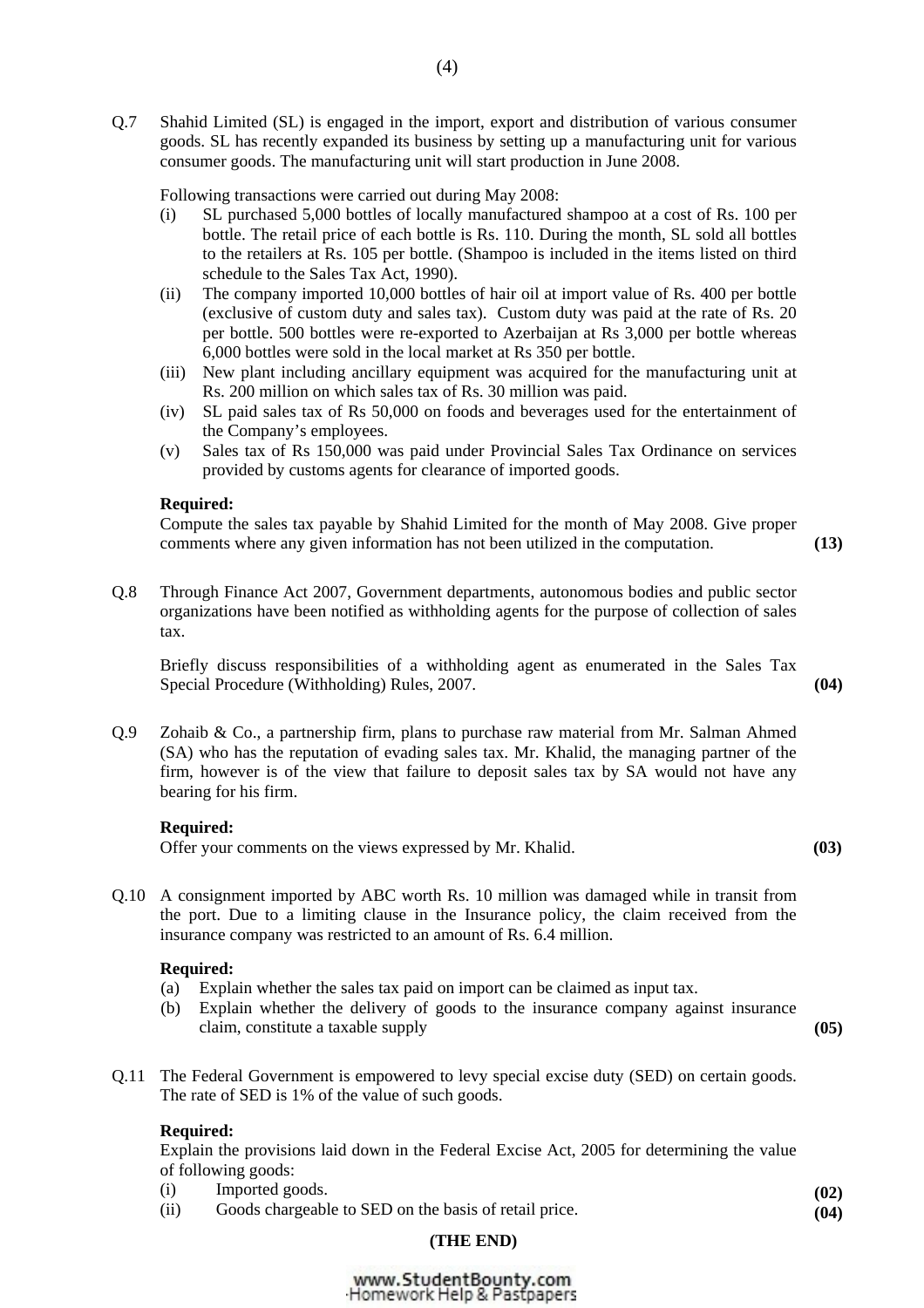Q.7 Shahid Limited (SL) is engaged in the import, export and distribution of various consumer goods. SL has recently expanded its business by setting up a manufacturing unit for various consumer goods. The manufacturing unit will start production in June 2008.

Following transactions were carried out during May 2008:

(i) SL purchased 5,000 bottles of locally manufactured shampoo at a cost of Rs. 100 per bottle. The retail price of each bottle is Rs. 110. During the month, SL sold all bottles to the retailers at Rs. 105 per bottle. (Shampoo is included in the items listed on third schedule to the Sales Tax Act, 1990).

(ii) The company imported 10,000 bottles of hair oil at import value of Rs. 400 per bottle (exclusive of custom duty and sales tax). Custom duty was paid at the rate of Rs. 20 per bottle. 500 bottles were re-exported to Azerbaijan at Rs 3,000 per bottle whereas 6,000 bottles were sold in the local market at Rs 350 per bottle.

(iii) New plant including ancillary equipment was acquired for the manufacturing unit at Rs. 200 million on which sales tax of Rs. 30 million was paid.

(iv) SL paid sales tax of Rs 50,000 on foods and beverages used for the entertainment of the Company's employees.

(v) Sales tax of Rs 150,000 was paid under Provincial Sales Tax Ordinance on services provided by customs agents for clearance of imported goods.

**Required:**

Compute the sales tax payable by Shahid Limited for the month of May 2008. Give proper comments where any given information has not been utilized in the computation. **(13)**

Q.8 Through Finance Act 2007, Government departments, autonomous bodies and public sector organizations have been notified as withholding agents for the purpose of collection of sales tax.

Briefly discuss responsibilities of a withholding agent as enumerated in the Sales Tax Special Procedure (Withholding) Rules, 2007. **(04)**

Q.9 Zohaib & Co., a partnership firm, plans to purchase raw material from Mr. Salman Ahmed (SA) who has the reputation of evading sales tax. Mr. Khalid, the managing partner of the firm, however is of the view that failure to deposit sales tax by SA would not have any bearing for his firm.

**Required:**

Offer your comments on the views expressed by Mr. Khalid. **(03)**

Q.10 A consignment imported by ABC worth Rs. 10 million was damaged while in transit from the port. Due to a limiting clause in the Insurance policy, the claim received from the insurance company was restricted to an amount of Rs. 6.4 million.

**Required:**

(a) Explain whether the sales tax paid on import can be claimed as input tax.

(b) Explain whether the delivery of goods to the insurance company against insurance claim, constitute a taxable supply **(05)**

Q.11 The Federal Government is empowered to levy special excise duty (SED) on certain goods. The rate of SED is 1% of the value of such goods.

**Required:**

Explain the provisions laid down in the Federal Excise Act, 2005 for determining the value of following goods:

(i) Imported goods. **(02)**

(ii) Goods chargeable to SED on the basis of retail price. **(04)**

**(THE END)**